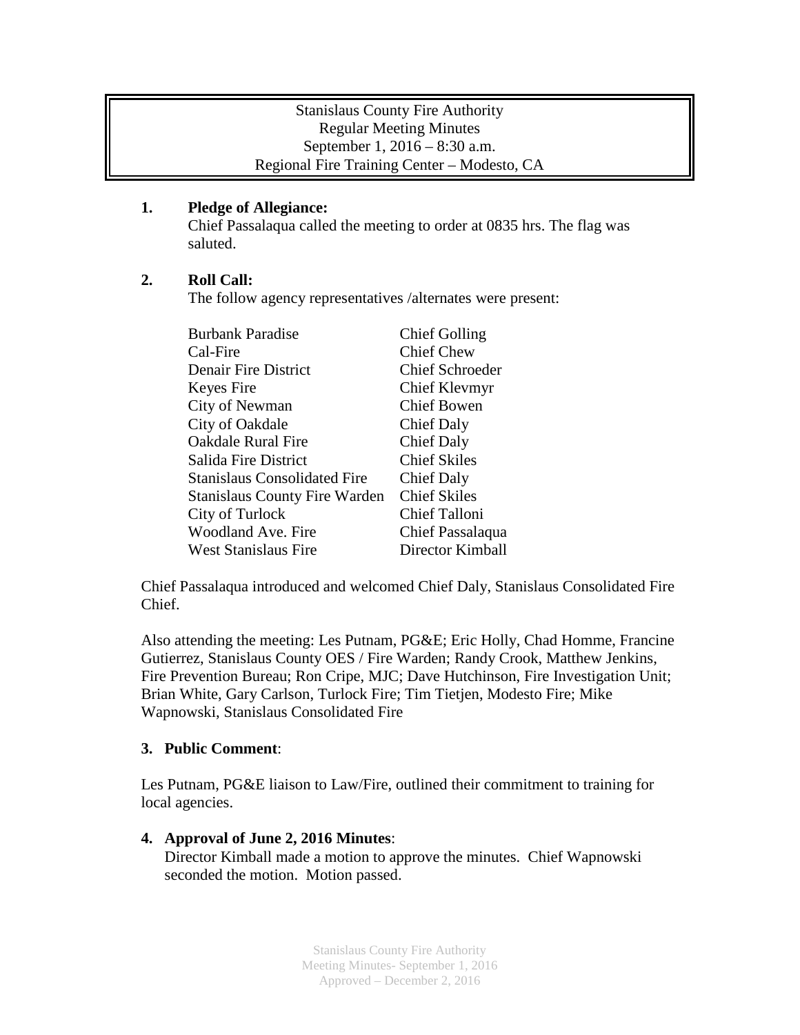Stanislaus County Fire Authority
Regular Meeting Minutes
September 1, 2016 – 8:30 a.m.
Regional Fire Training Center – Modesto, CA

**1. Pledge of Allegiance:**

Chief Passalaqua called the meeting to order at 0835 hrs. The flag was saluted.

**2. Roll Call:**

The follow agency representatives /alternates were present:

| | |
|---|---|
| Burbank Paradise | Chief Golling |
| Cal-Fire | Chief Chew |
| Denair Fire District | Chief Schroeder |
| Keyes Fire | Chief Klevmyr |
| City of Newman | Chief Bowen |
| City of Oakdale | Chief Daly |
| Oakdale Rural Fire | Chief Daly |
| Salida Fire District | Chief Skiles |
| Stanislaus Consolidated Fire | Chief Daly |
| Stanislaus County Fire Warden | Chief Skiles |
| City of Turlock | Chief Talloni |
| Woodland Ave. Fire | Chief Passalaqua |
| West Stanislaus Fire | Director Kimball |

Chief Passalaqua introduced and welcomed Chief Daly, Stanislaus Consolidated Fire Chief.

Also attending the meeting: Les Putnam, PG&E; Eric Holly, Chad Homme, Francine Gutierrez, Stanislaus County OES / Fire Warden; Randy Crook, Matthew Jenkins, Fire Prevention Bureau; Ron Cripe, MJC; Dave Hutchinson, Fire Investigation Unit; Brian White, Gary Carlson, Turlock Fire; Tim Tietjen, Modesto Fire; Mike Wapnowski, Stanislaus Consolidated Fire

**3. Public Comment**:

Les Putnam, PG&E liaison to Law/Fire, outlined their commitment to training for local agencies.

**4. Approval of June 2, 2016 Minutes**:

Director Kimball made a motion to approve the minutes. Chief Wapnowski seconded the motion. Motion passed.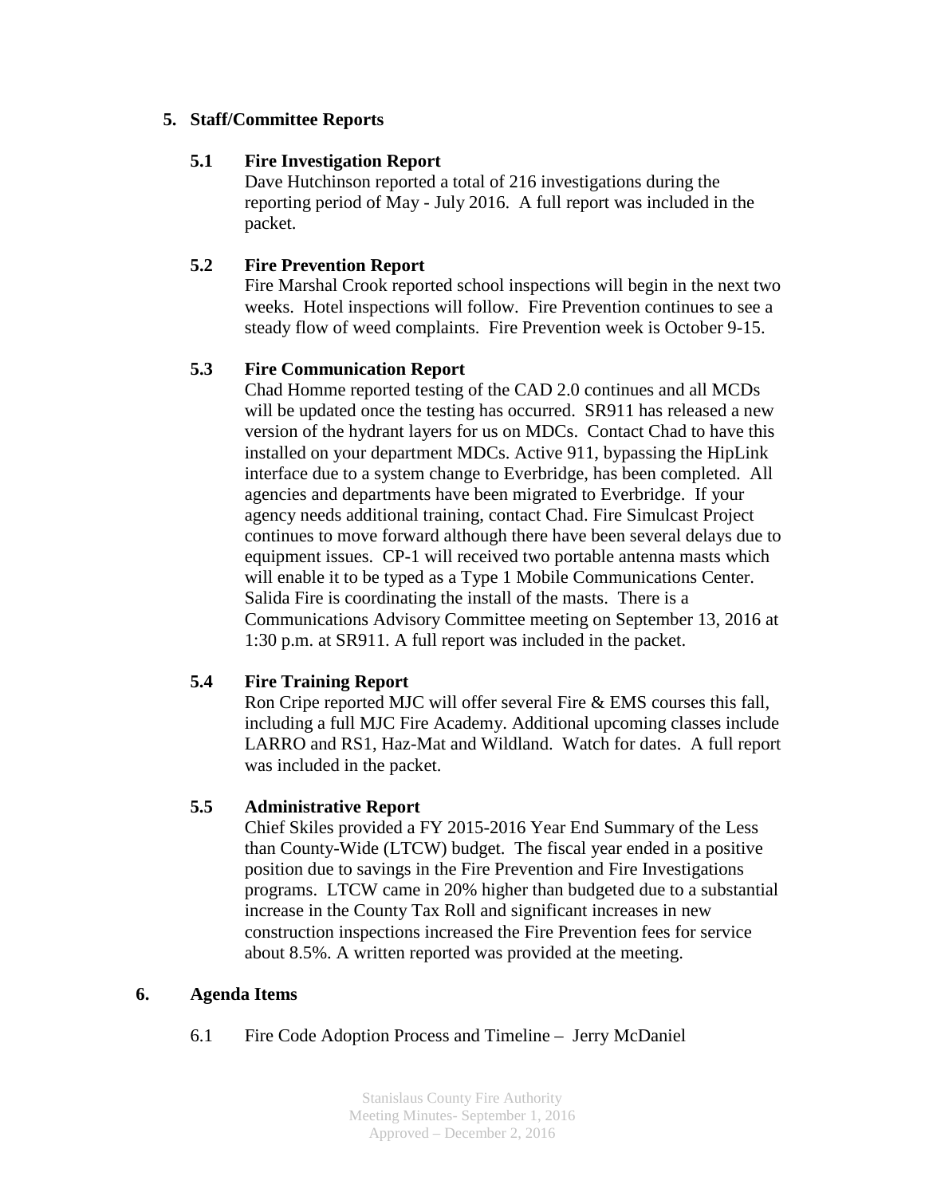## 5. Staff/Committee Reports

### 5.1 Fire Investigation Report

Dave Hutchinson reported a total of 216 investigations during the reporting period of May - July 2016. A full report was included in the packet.

### 5.2 Fire Prevention Report

Fire Marshal Crook reported school inspections will begin in the next two weeks. Hotel inspections will follow. Fire Prevention continues to see a steady flow of weed complaints. Fire Prevention week is October 9-15.

### 5.3 Fire Communication Report

Chad Homme reported testing of the CAD 2.0 continues and all MCDs will be updated once the testing has occurred. SR911 has released a new version of the hydrant layers for us on MDCs. Contact Chad to have this installed on your department MDCs. Active 911, bypassing the HipLink interface due to a system change to Everbridge, has been completed. All agencies and departments have been migrated to Everbridge. If your agency needs additional training, contact Chad. Fire Simulcast Project continues to move forward although there have been several delays due to equipment issues. CP-1 will received two portable antenna masts which will enable it to be typed as a Type 1 Mobile Communications Center. Salida Fire is coordinating the install of the masts. There is a Communications Advisory Committee meeting on September 13, 2016 at 1:30 p.m. at SR911. A full report was included in the packet.

### 5.4 Fire Training Report

Ron Cripe reported MJC will offer several Fire & EMS courses this fall, including a full MJC Fire Academy. Additional upcoming classes include LARRO and RS1, Haz-Mat and Wildland. Watch for dates. A full report was included in the packet.

### 5.5 Administrative Report

Chief Skiles provided a FY 2015-2016 Year End Summary of the Less than County-Wide (LTCW) budget. The fiscal year ended in a positive position due to savings in the Fire Prevention and Fire Investigations programs. LTCW came in 20% higher than budgeted due to a substantial increase in the County Tax Roll and significant increases in new construction inspections increased the Fire Prevention fees for service about 8.5%. A written reported was provided at the meeting.

## 6. Agenda Items

6.1 Fire Code Adoption Process and Timeline – Jerry McDaniel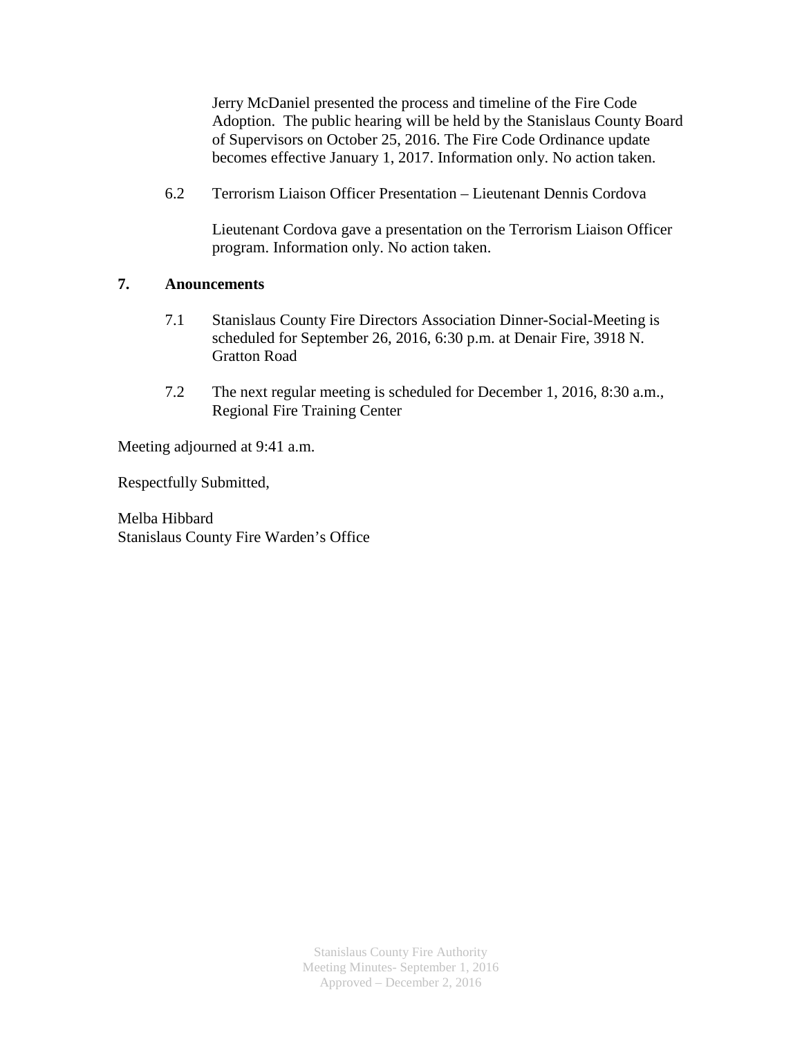Jerry McDaniel presented the process and timeline of the Fire Code Adoption. The public hearing will be held by the Stanislaus County Board of Supervisors on October 25, 2016. The Fire Code Ordinance update becomes effective January 1, 2017. Information only. No action taken.

6.2 Terrorism Liaison Officer Presentation – Lieutenant Dennis Cordova

Lieutenant Cordova gave a presentation on the Terrorism Liaison Officer program. Information only. No action taken.

**7. Anouncements**

7.1 Stanislaus County Fire Directors Association Dinner-Social-Meeting is scheduled for September 26, 2016, 6:30 p.m. at Denair Fire, 3918 N. Gratton Road

7.2 The next regular meeting is scheduled for December 1, 2016, 8:30 a.m., Regional Fire Training Center

Meeting adjourned at 9:41 a.m.

Respectfully Submitted,

Melba Hibbard
Stanislaus County Fire Warden's Office